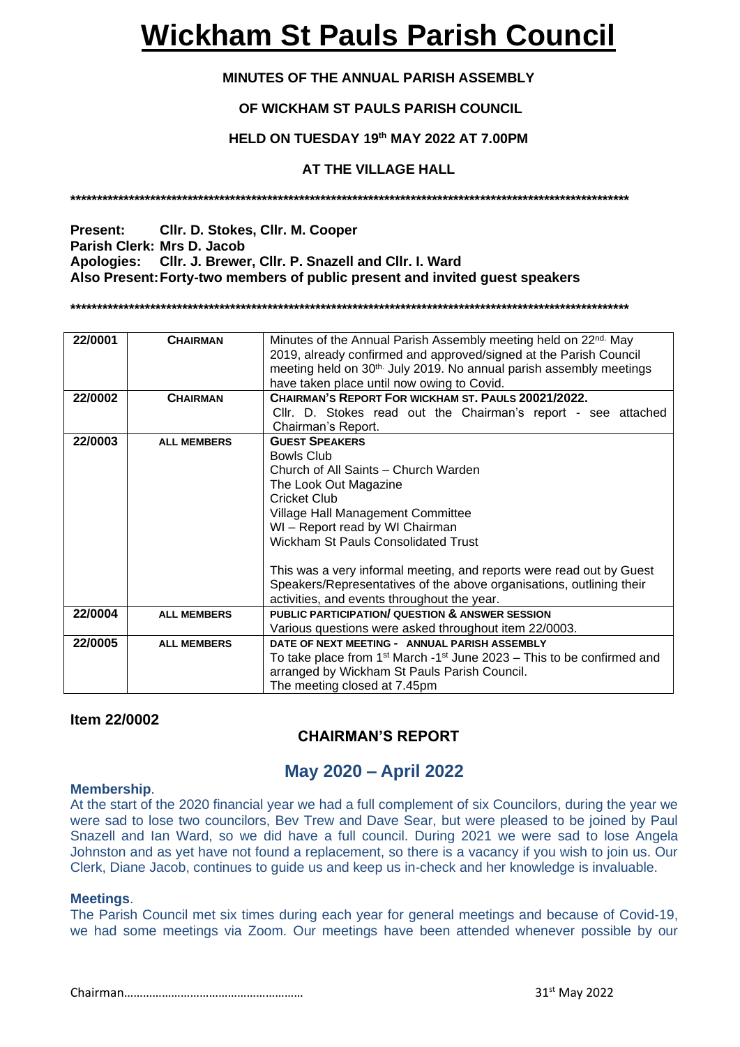# Wickham St Pauls Parish Council

**MINUTES OF THE ANNUAL PARISH ASSEMBLY**

**OF WICKHAM ST PAULS PARISH COUNCIL**

**HELD ON TUESDAY 19th MAY 2022 AT 7.00PM**

**AT THE VILLAGE HALL**

**\*\*\*\*\*\*\*\*\*\*\*\*\*\*\*\*\*\*\*\*\*\*\*\*\*\*\*\*\*\*\*\*\*\*\*\*\*\*\*\*\*\*\*\*\*\*\*\*\*\*\*\*\*\*\*\*\*\*\*\*\*\*\*\*\*\*\*\*\*\*\*\*\*\*\*\*\*\*\*\*\*\*\*\*\*\*\*\*\*\*\*\*\*\*\*\*\*\*\*\*\*\*\*\*\*\*\*\*\*\*\*\***

**Present:** Cllr. D. Stokes, Cllr. M. Cooper
**Parish Clerk:** Mrs D. Jacob
**Apologies:** Cllr. J. Brewer, Cllr. P. Snazell and Cllr. I. Ward
**Also Present:** Forty-two members of public present and invited guest speakers

**\*\*\*\*\*\*\*\*\*\*\*\*\*\*\*\*\*\*\*\*\*\*\*\*\*\*\*\*\*\*\*\*\*\*\*\*\*\*\*\*\*\*\*\*\*\*\*\*\*\*\*\*\*\*\*\*\*\*\*\*\*\*\*\*\*\*\*\*\*\*\*\*\*\*\*\*\*\*\*\*\*\*\*\*\*\*\*\*\*\*\*\*\*\*\*\*\*\*\*\*\*\*\*\*\*\*\*\*\*\*\*\***

| | | |
|---|---|---|
| **22/0001** | **CHAIRMAN** | Minutes of the Annual Parish Assembly meeting held on 22nd. May 2019, already confirmed and approved/signed at the Parish Council meeting held on 30th. July 2019. No annual parish assembly meetings have taken place until now owing to Covid. |
| **22/0002** | **CHAIRMAN** | **CHAIRMAN'S REPORT FOR WICKHAM ST. PAULS 20021/2022.**<br>Cllr. D. Stokes read out the Chairman's report - see attached Chairman's Report. |
| **22/0003** | **ALL MEMBERS** | **GUEST SPEAKERS**<br>Bowls Club<br>Church of All Saints – Church Warden<br>The Look Out Magazine<br>Cricket Club<br>Village Hall Management Committee<br>WI – Report read by WI Chairman<br>Wickham St Pauls Consolidated Trust<br><br>This was a very informal meeting, and reports were read out by Guest Speakers/Representatives of the above organisations, outlining their activities, and events throughout the year. |
| **22/0004** | **ALL MEMBERS** | **PUBLIC PARTICIPATION/ QUESTION & ANSWER SESSION**<br>Various questions were asked throughout item 22/0003. |
| **22/0005** | **ALL MEMBERS** | **DATE OF NEXT MEETING - ANNUAL PARISH ASSEMBLY**<br>To take place from 1st March -1st June 2023 – This to be confirmed and arranged by Wickham St Pauls Parish Council.<br>The meeting closed at 7.45pm |

**Item 22/0002**

## CHAIRMAN'S REPORT

## May 2020 – April 2022

**Membership**.
At the start of the 2020 financial year we had a full complement of six Councilors, during the year we were sad to lose two councilors, Bev Trew and Dave Sear, but were pleased to be joined by Paul Snazell and Ian Ward, so we did have a full council. During 2021 we were sad to lose Angela Johnston and as yet have not found a replacement, so there is a vacancy if you wish to join us. Our Clerk, Diane Jacob, continues to guide us and keep us in-check and her knowledge is invaluable.

**Meetings**.
The Parish Council met six times during each year for general meetings and because of Covid-19, we had some meetings via Zoom. Our meetings have been attended whenever possible by our

Chairman………………………………………………… 31st May 2022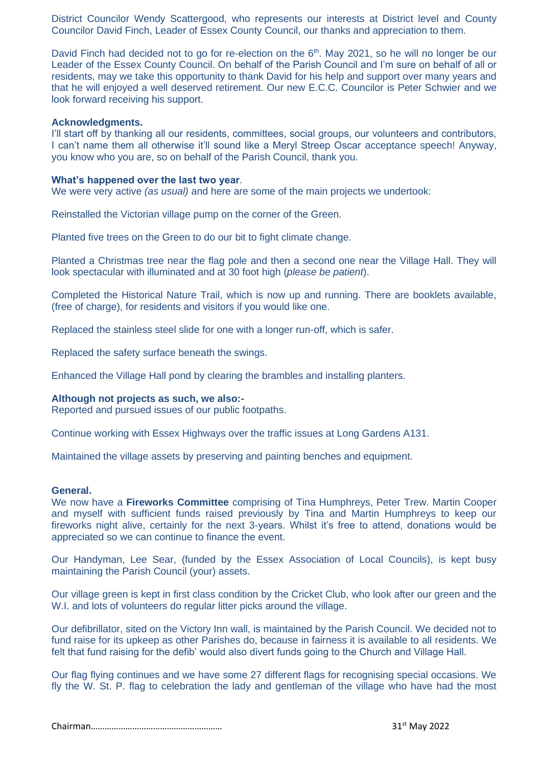District Councilor Wendy Scattergood, who represents our interests at District level and County Councilor David Finch, Leader of Essex County Council, our thanks and appreciation to them.

David Finch had decided not to go for re-election on the 6th. May 2021, so he will no longer be our Leader of the Essex County Council. On behalf of the Parish Council and I'm sure on behalf of all or residents, may we take this opportunity to thank David for his help and support over many years and that he will enjoyed a well deserved retirement. Our new E.C.C. Councilor is Peter Schwier and we look forward receiving his support.

**Acknowledgments.**
I'll start off by thanking all our residents, committees, social groups, our volunteers and contributors, I can't name them all otherwise it'll sound like a Meryl Streep Oscar acceptance speech! Anyway, you know who you are, so on behalf of the Parish Council, thank you.

**What's happened over the last two year**.
We were very active *(as usual)* and here are some of the main projects we undertook:

Reinstalled the Victorian village pump on the corner of the Green.

Planted five trees on the Green to do our bit to fight climate change.

Planted a Christmas tree near the flag pole and then a second one near the Village Hall. They will look spectacular with illuminated and at 30 foot high (*please be patient*).

Completed the Historical Nature Trail, which is now up and running. There are booklets available, (free of charge), for residents and visitors if you would like one.

Replaced the stainless steel slide for one with a longer run-off, which is safer.

Replaced the safety surface beneath the swings.

Enhanced the Village Hall pond by clearing the brambles and installing planters.

**Although not projects as such, we also:-**
Reported and pursued issues of our public footpaths.

Continue working with Essex Highways over the traffic issues at Long Gardens A131.

Maintained the village assets by preserving and painting benches and equipment.

**General.**
We now have a **Fireworks Committee** comprising of Tina Humphreys, Peter Trew. Martin Cooper and myself with sufficient funds raised previously by Tina and Martin Humphreys to keep our fireworks night alive, certainly for the next 3-years. Whilst it's free to attend, donations would be appreciated so we can continue to finance the event.

Our Handyman, Lee Sear, (funded by the Essex Association of Local Councils), is kept busy maintaining the Parish Council (your) assets.

Our village green is kept in first class condition by the Cricket Club, who look after our green and the W.I. and lots of volunteers do regular litter picks around the village.

Our defibrillator, sited on the Victory Inn wall, is maintained by the Parish Council. We decided not to fund raise for its upkeep as other Parishes do, because in fairness it is available to all residents. We felt that fund raising for the defib' would also divert funds going to the Church and Village Hall.

Our flag flying continues and we have some 27 different flags for recognising special occasions. We fly the W. St. P. flag to celebration the lady and gentleman of the village who have had the most

Chairman………………………………………………… 31st May 2022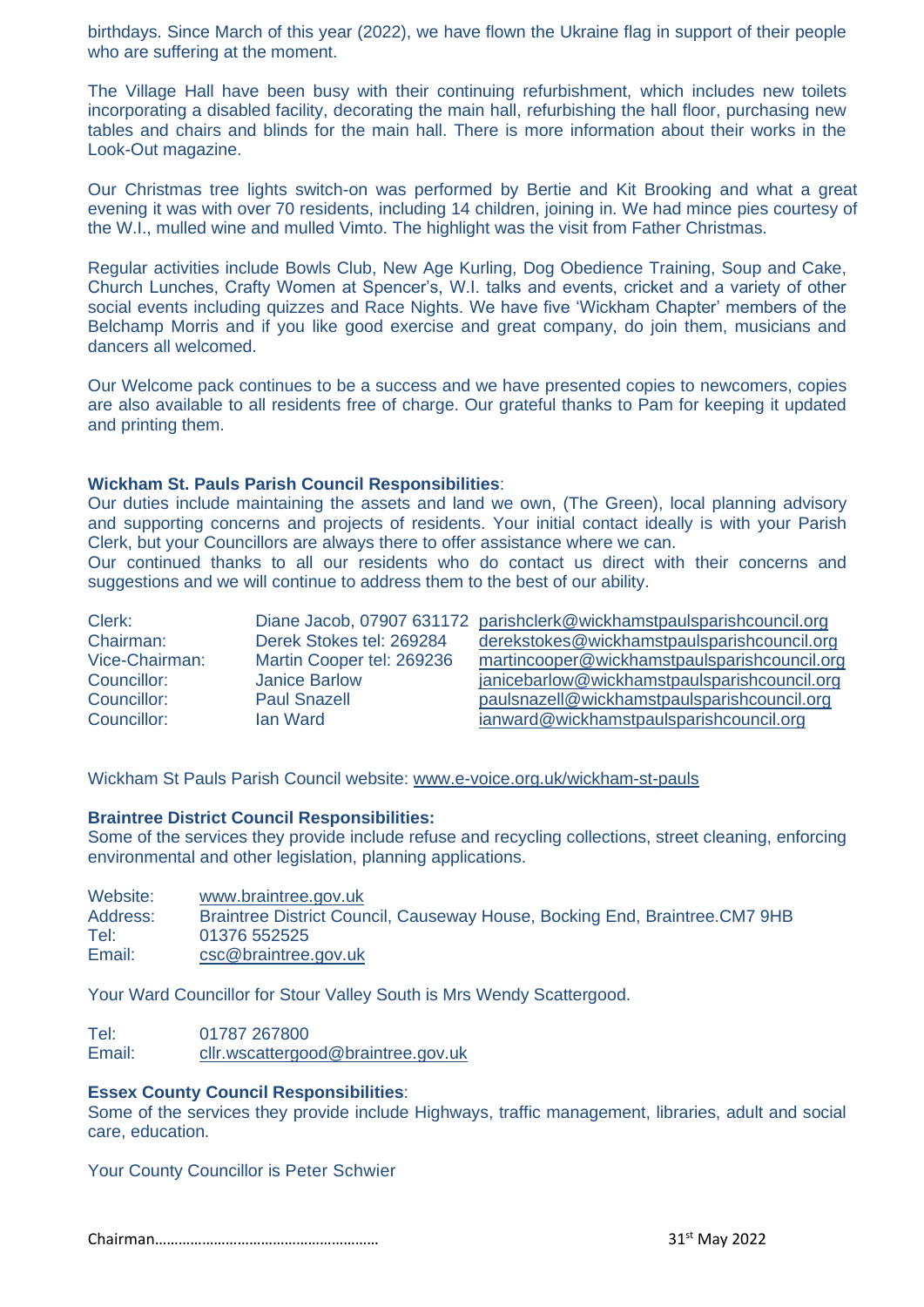birthdays. Since March of this year (2022), we have flown the Ukraine flag in support of their people who are suffering at the moment.

The Village Hall have been busy with their continuing refurbishment, which includes new toilets incorporating a disabled facility, decorating the main hall, refurbishing the hall floor, purchasing new tables and chairs and blinds for the main hall. There is more information about their works in the Look-Out magazine.

Our Christmas tree lights switch-on was performed by Bertie and Kit Brooking and what a great evening it was with over 70 residents, including 14 children, joining in. We had mince pies courtesy of the W.I., mulled wine and mulled Vimto. The highlight was the visit from Father Christmas.

Regular activities include Bowls Club, New Age Kurling, Dog Obedience Training, Soup and Cake, Church Lunches, Crafty Women at Spencer's, W.I. talks and events, cricket and a variety of other social events including quizzes and Race Nights. We have five 'Wickham Chapter' members of the Belchamp Morris and if you like good exercise and great company, do join them, musicians and dancers all welcomed.

Our Welcome pack continues to be a success and we have presented copies to newcomers, copies are also available to all residents free of charge. Our grateful thanks to Pam for keeping it updated and printing them.

**Wickham St. Pauls Parish Council Responsibilities**:
Our duties include maintaining the assets and land we own, (The Green), local planning advisory and supporting concerns and projects of residents. Your initial contact ideally is with your Parish Clerk, but your Councillors are always there to offer assistance where we can.
Our continued thanks to all our residents who do contact us direct with their concerns and suggestions and we will continue to address them to the best of our ability.

| | | |
|---|---|---|
| Clerk: | Diane Jacob, 07907 631172 | parishclerk@wickhamstpaulsparishcouncil.org |
| Chairman: | Derek Stokes tel: 269284 | derekstokes@wickhamstpaulsparishcouncil.org |
| Vice-Chairman: | Martin Cooper tel: 269236 | martincooper@wickhamstpaulsparishcouncil.org |
| Councillor: | Janice Barlow | janicebarlow@wickhamstpaulsparishcouncil.org |
| Councillor: | Paul Snazell | paulsnazell@wickhamstpaulsparishcouncil.org |
| Councillor: | Ian Ward | ianward@wickhamstpaulsparishcouncil.org |

Wickham St Pauls Parish Council website: www.e-voice.org.uk/wickham-st-pauls

**Braintree District Council Responsibilities:**
Some of the services they provide include refuse and recycling collections, street cleaning, enforcing environmental and other legislation, planning applications.

| | |
|---|---|
| Website: | www.braintree.gov.uk |
| Address: | Braintree District Council, Causeway House, Bocking End, Braintree.CM7 9HB |
| Tel: | 01376 552525 |
| Email: | csc@braintree.gov.uk |

Your Ward Councillor for Stour Valley South is Mrs Wendy Scattergood.

| | |
|---|---|
| Tel: | 01787 267800 |
| Email: | cllr.wscattergood@braintree.gov.uk |

**Essex County Council Responsibilities**:
Some of the services they provide include Highways, traffic management, libraries, adult and social care, education.

Your County Councillor is Peter Schwier

Chairman………………………………………………… 31st May 2022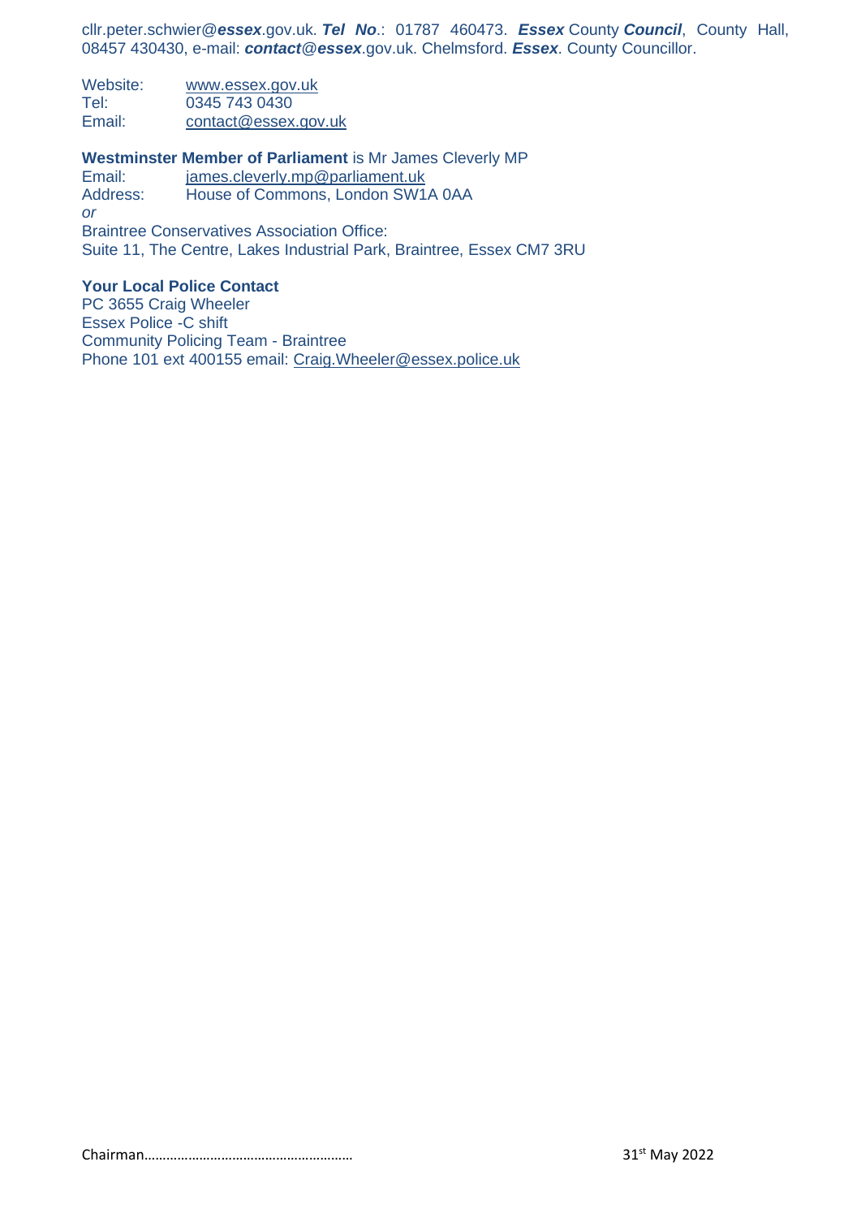cllr.peter.schwier@***essex***.gov.uk. ***Tel No***.: 01787 460473. ***Essex*** County ***Council***, County Hall, 08457 430430, e-mail: ***contact***@***essex***.gov.uk. Chelmsford. ***Essex***. County Councillor.

Website: www.essex.gov.uk
Tel: 0345 743 0430
Email: contact@essex.gov.uk

**Westminster Member of Parliament** is Mr James Cleverly MP
Email: james.cleverly.mp@parliament.uk
Address: House of Commons, London SW1A 0AA
*or*
Braintree Conservatives Association Office:
Suite 11, The Centre, Lakes Industrial Park, Braintree, Essex CM7 3RU

**Your Local Police Contact**
PC 3655 Craig Wheeler
Essex Police -C shift
Community Policing Team - Braintree
Phone 101 ext 400155 email: Craig.Wheeler@essex.police.uk

Chairman………………………………………………… 31st May 2022